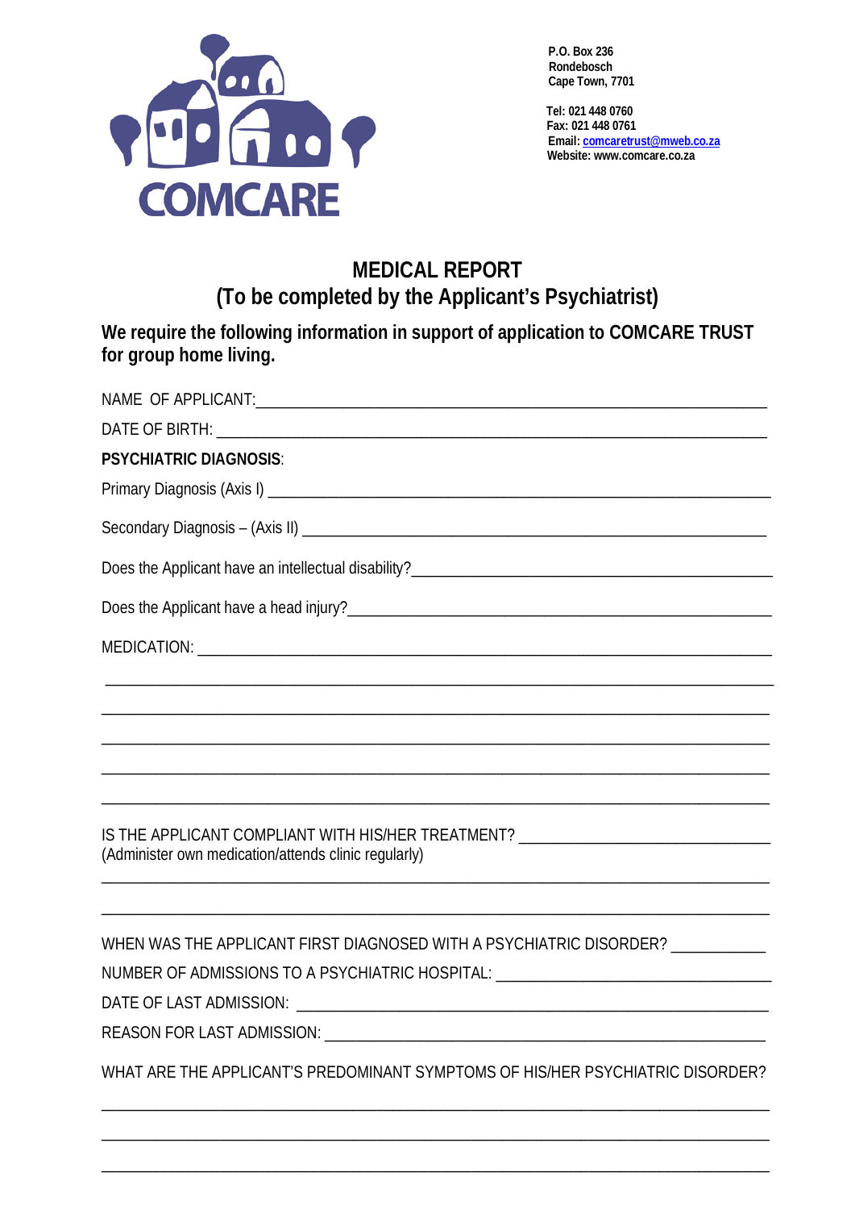COMCARE

P.O. Box 236
Rondebosch
Cape Town, 7701

Tel: 021 448 0760
Fax: 021 448 0761
Email: comcaretrust@mweb.co.za
Website: www.comcare.co.za

# MEDICAL REPORT
## (To be completed by the Applicant's Psychiatrist)

**We require the following information in support of application to COMCARE TRUST for group home living.**

NAME OF APPLICANT: ___________________________________________________________

DATE OF BIRTH: ______________________________________________________________

**PSYCHIATRIC DIAGNOSIS**:

Primary Diagnosis (Axis I) ____________________________________________________

Secondary Diagnosis – (Axis II) _______________________________________________

Does the Applicant have an intellectual disability? ______________________________

Does the Applicant have a head injury? _________________________________________

MEDICATION: ________________________________________________________________

_____________________________________________________________________________

_____________________________________________________________________________

_____________________________________________________________________________

_____________________________________________________________________________

_____________________________________________________________________________

IS THE APPLICANT COMPLIANT WITH HIS/HER TREATMENT? ___________________________
(Administer own medication/attends clinic regularly)

_____________________________________________________________________________

_____________________________________________________________________________

WHEN WAS THE APPLICANT FIRST DIAGNOSED WITH A PSYCHIATRIC DISORDER? ___________

NUMBER OF ADMISSIONS TO A PSYCHIATRIC HOSPITAL: _____________________________

DATE OF LAST ADMISSION: ____________________________________________________

REASON FOR LAST ADMISSION: _________________________________________________

WHAT ARE THE APPLICANT'S PREDOMINANT SYMPTOMS OF HIS/HER PSYCHIATRIC DISORDER?

_____________________________________________________________________________

_____________________________________________________________________________

_____________________________________________________________________________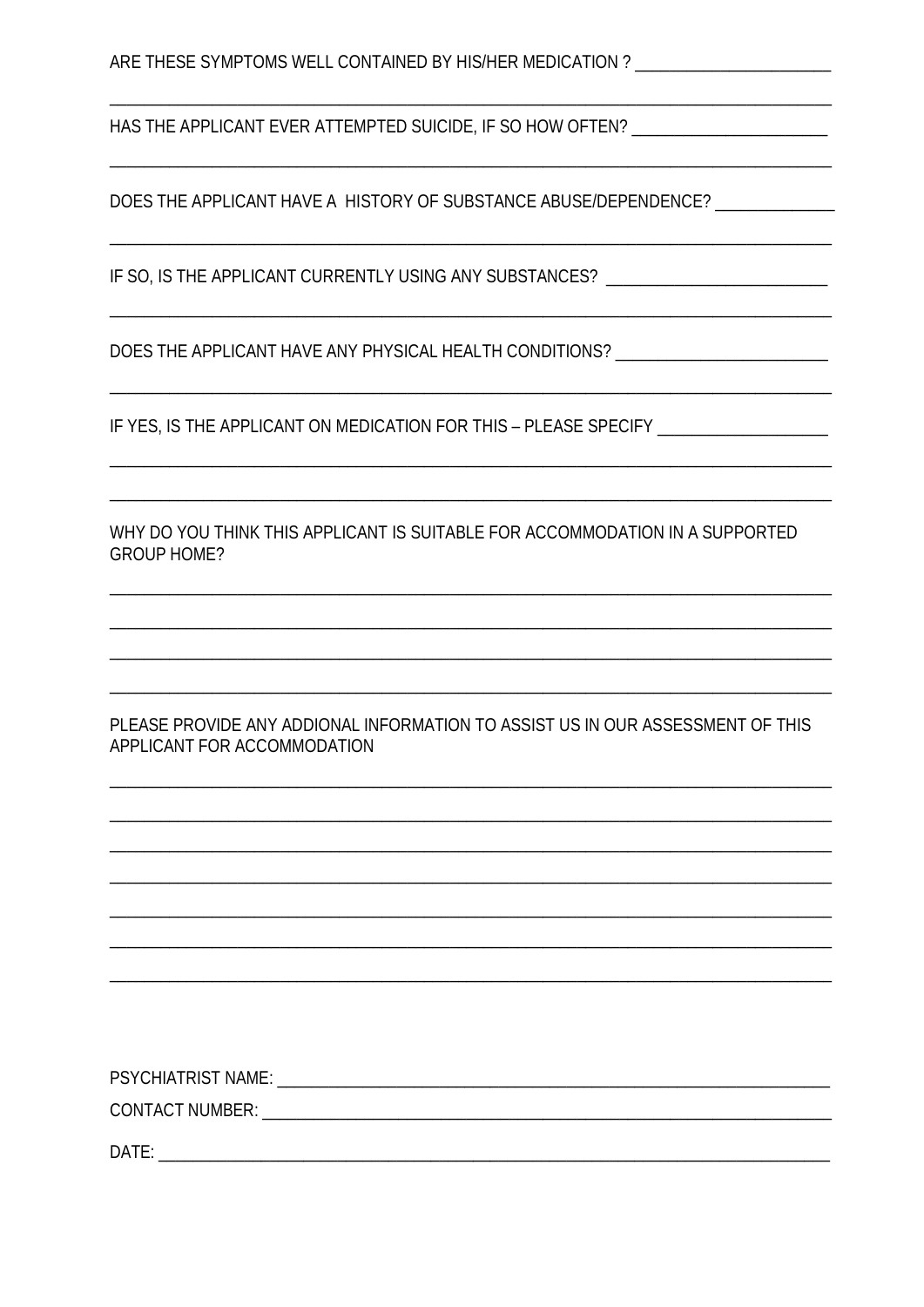ARE THESE SYMPTOMS WELL CONTAINED BY HIS/HER MEDICATION ? ______________________

______________________________________________________________________________

HAS THE APPLICANT EVER ATTEMPTED SUICIDE, IF SO HOW OFTEN? ______________________

______________________________________________________________________________

DOES THE APPLICANT HAVE A HISTORY OF SUBSTANCE ABUSE/DEPENDENCE? _____________

______________________________________________________________________________

IF SO, IS THE APPLICANT CURRENTLY USING ANY SUBSTANCES? _________________________

______________________________________________________________________________

DOES THE APPLICANT HAVE ANY PHYSICAL HEALTH CONDITIONS? ________________________

______________________________________________________________________________

IF YES, IS THE APPLICANT ON MEDICATION FOR THIS – PLEASE SPECIFY ___________________

______________________________________________________________________________

______________________________________________________________________________

WHY DO YOU THINK THIS APPLICANT IS SUITABLE FOR ACCOMMODATION IN A SUPPORTED GROUP HOME?

______________________________________________________________________________

______________________________________________________________________________

______________________________________________________________________________

______________________________________________________________________________

PLEASE PROVIDE ANY ADDIONAL INFORMATION TO ASSIST US IN OUR ASSESSMENT OF THIS APPLICANT FOR ACCOMMODATION

______________________________________________________________________________

______________________________________________________________________________

______________________________________________________________________________

______________________________________________________________________________

______________________________________________________________________________

______________________________________________________________________________

______________________________________________________________________________

PSYCHIATRIST NAME: ____________________________________________________________

CONTACT NUMBER: _____________________________________________________________

DATE: _______________________________________________________________________